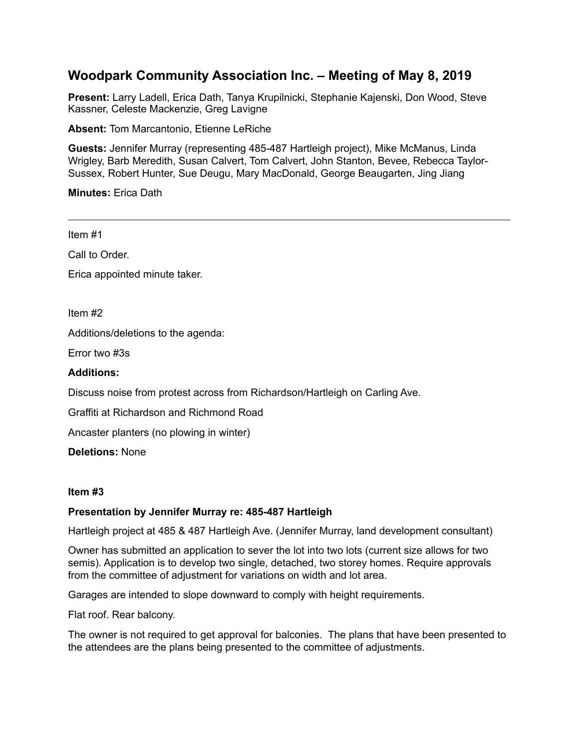# Woodpark Community Association Inc. – Meeting of May 8, 2019

**Present:** Larry Ladell, Erica Dath, Tanya Krupilnicki, Stephanie Kajenski, Don Wood, Steve Kassner, Celeste Mackenzie, Greg Lavigne

**Absent:** Tom Marcantonio, Etienne LeRiche

**Guests:** Jennifer Murray (representing 485-487 Hartleigh project), Mike McManus, Linda Wrigley, Barb Meredith, Susan Calvert, Tom Calvert, John Stanton, Bevee, Rebecca Taylor-Sussex, Robert Hunter, Sue Deugu, Mary MacDonald, George Beaugarten, Jing Jiang

**Minutes:** Erica Dath

---

Item #1

Call to Order.

Erica appointed minute taker.

Item #2

Additions/deletions to the agenda:

Error two #3s

**Additions:**

Discuss noise from protest across from Richardson/Hartleigh on Carling Ave.

Graffiti at Richardson and Richmond Road

Ancaster planters (no plowing in winter)

**Deletions:** None

**Item #3**

**Presentation by Jennifer Murray re: 485-487 Hartleigh**

Hartleigh project at 485 & 487 Hartleigh Ave. (Jennifer Murray, land development consultant)

Owner has submitted an application to sever the lot into two lots (current size allows for two semis). Application is to develop two single, detached, two storey homes. Require approvals from the committee of adjustment for variations on width and lot area.

Garages are intended to slope downward to comply with height requirements.

Flat roof. Rear balcony.

The owner is not required to get approval for balconies. The plans that have been presented to the attendees are the plans being presented to the committee of adjustments.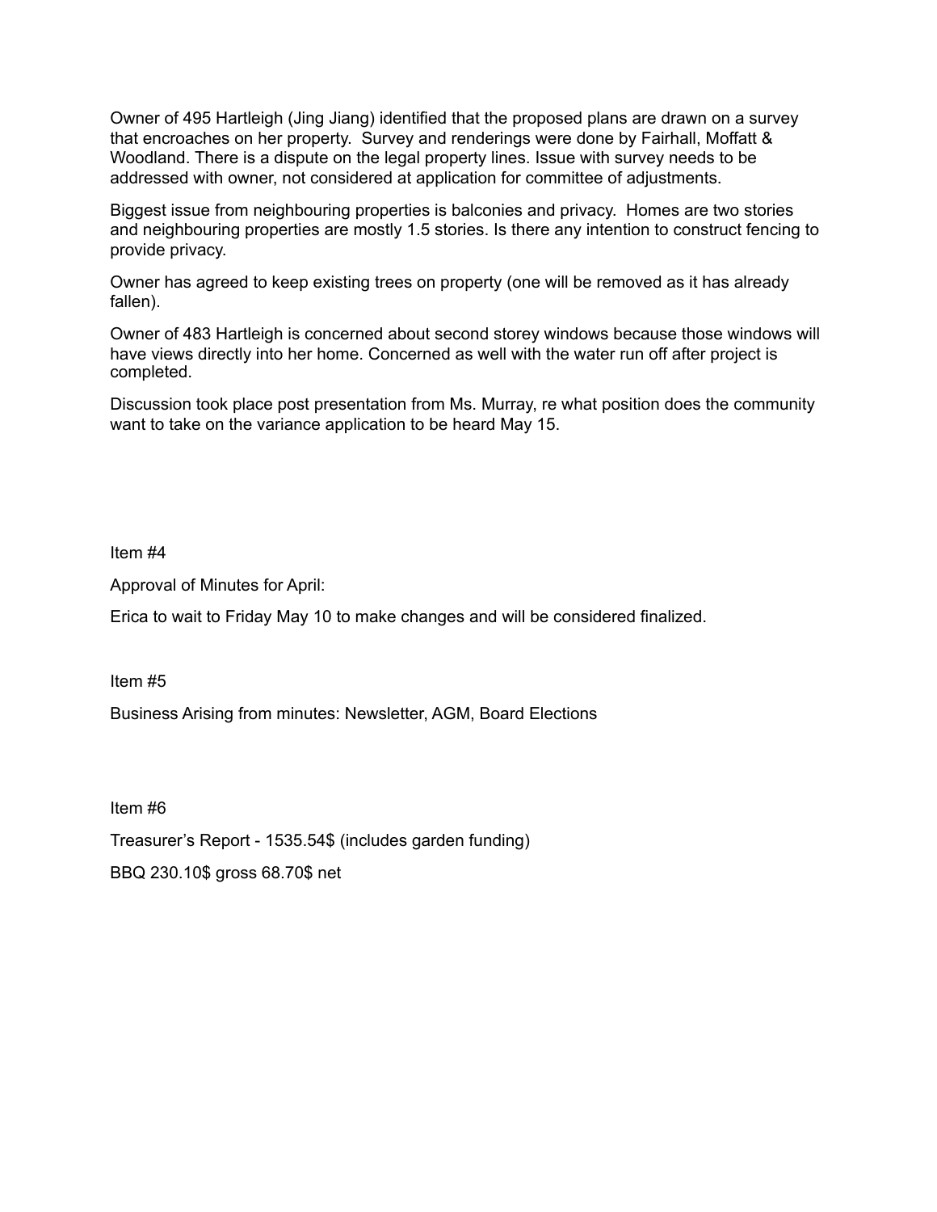Owner of 495 Hartleigh (Jing Jiang) identified that the proposed plans are drawn on a survey that encroaches on her property. Survey and renderings were done by Fairhall, Moffatt & Woodland. There is a dispute on the legal property lines. Issue with survey needs to be addressed with owner, not considered at application for committee of adjustments.

Biggest issue from neighbouring properties is balconies and privacy. Homes are two stories and neighbouring properties are mostly 1.5 stories. Is there any intention to construct fencing to provide privacy.

Owner has agreed to keep existing trees on property (one will be removed as it has already fallen).

Owner of 483 Hartleigh is concerned about second storey windows because those windows will have views directly into her home. Concerned as well with the water run off after project is completed.

Discussion took place post presentation from Ms. Murray, re what position does the community want to take on the variance application to be heard May 15.

Item #4

Approval of Minutes for April:

Erica to wait to Friday May 10 to make changes and will be considered finalized.

Item #5

Business Arising from minutes: Newsletter, AGM, Board Elections

Item #6

Treasurer's Report - 1535.54$ (includes garden funding)

BBQ 230.10$ gross 68.70$ net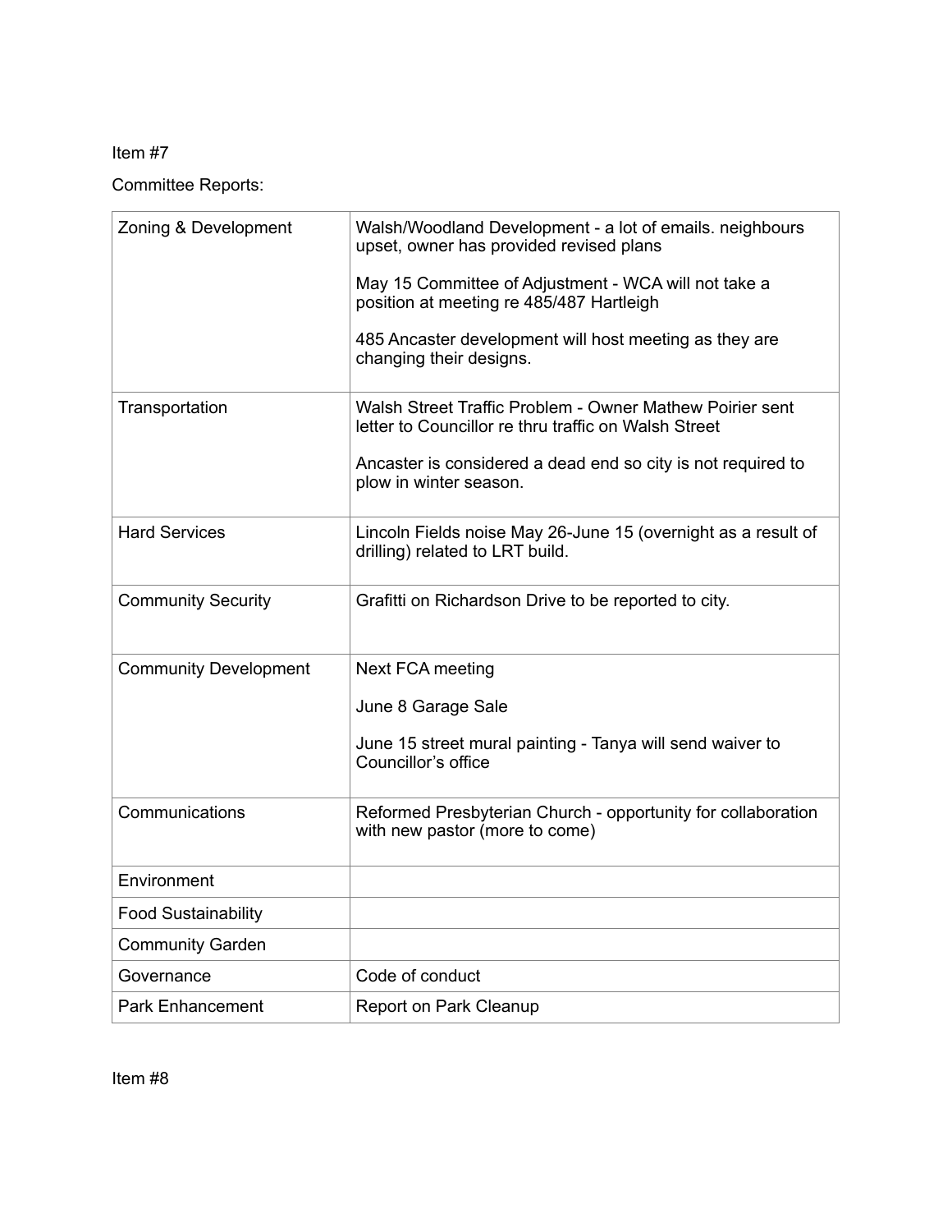Item #7

Committee Reports:

| Zoning & Development | Walsh/Woodland Development - a lot of emails. neighbours upset, owner has provided revised plans<br><br>May 15 Committee of Adjustment - WCA will not take a position at meeting re 485/487 Hartleigh<br><br>485 Ancaster development will host meeting as they are changing their designs. |
|---|---|
| Transportation | Walsh Street Traffic Problem - Owner Mathew Poirier sent letter to Councillor re thru traffic on Walsh Street<br><br>Ancaster is considered a dead end so city is not required to plow in winter season. |
| Hard Services | Lincoln Fields noise May 26-June 15 (overnight as a result of drilling) related to LRT build. |
| Community Security | Grafitti on Richardson Drive to be reported to city. |
| Community Development | Next FCA meeting<br><br>June 8 Garage Sale<br><br>June 15 street mural painting - Tanya will send waiver to Councillor's office |
| Communications | Reformed Presbyterian Church - opportunity for collaboration with new pastor (more to come) |
| Environment | |
| Food Sustainability | |
| Community Garden | |
| Governance | Code of conduct |
| Park Enhancement | Report on Park Cleanup |

Item #8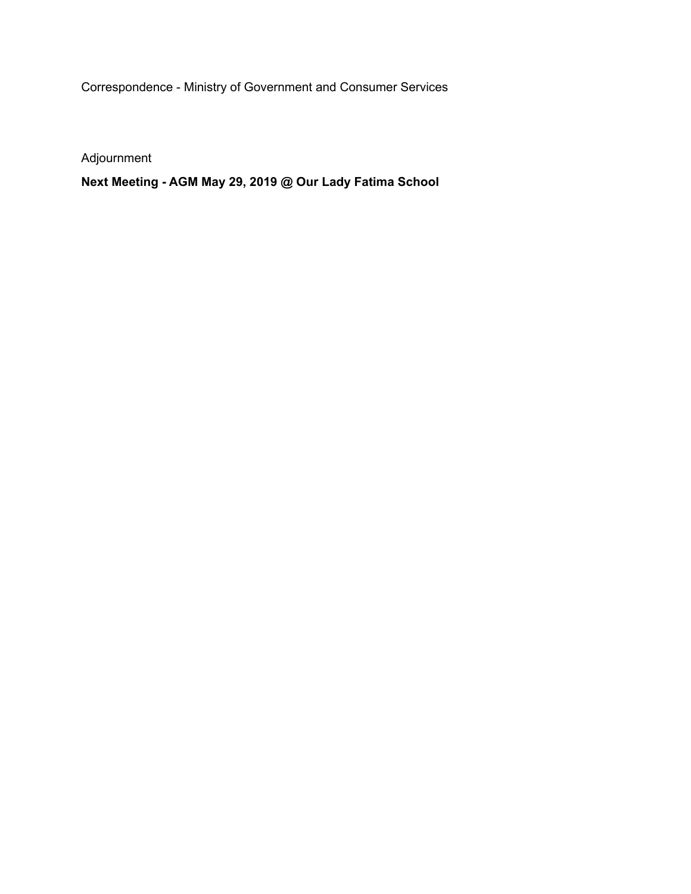Correspondence - Ministry of Government and Consumer Services

Adjournment

**Next Meeting - AGM May 29, 2019 @ Our Lady Fatima School**